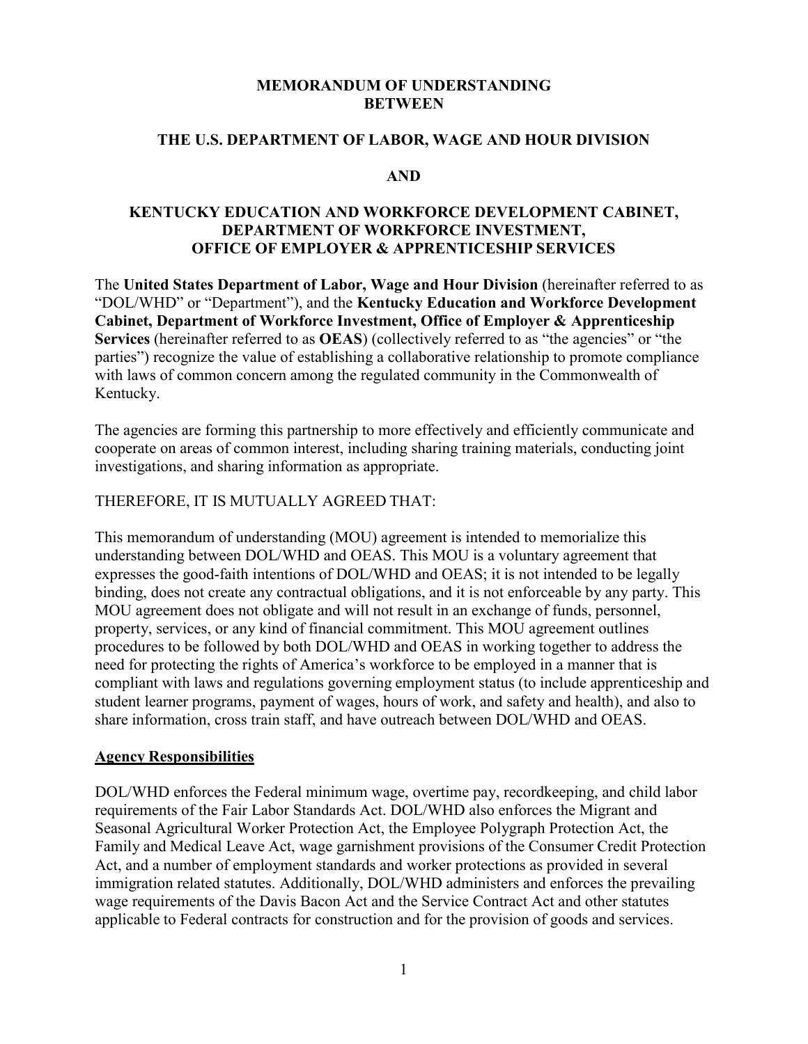# MEMORANDUM OF UNDERSTANDING BETWEEN

## THE U.S. DEPARTMENT OF LABOR, WAGE AND HOUR DIVISION

## AND

## KENTUCKY EDUCATION AND WORKFORCE DEVELOPMENT CABINET, DEPARTMENT OF WORKFORCE INVESTMENT, OFFICE OF EMPLOYER & APPRENTICESHIP SERVICES

The **United States Department of Labor, Wage and Hour Division** (hereinafter referred to as "DOL/WHD" or "Department"), and the **Kentucky Education and Workforce Development Cabinet, Department of Workforce Investment, Office of Employer & Apprenticeship Services** (hereinafter referred to as **OEAS**) (collectively referred to as "the agencies" or "the parties") recognize the value of establishing a collaborative relationship to promote compliance with laws of common concern among the regulated community in the Commonwealth of Kentucky.

The agencies are forming this partnership to more effectively and efficiently communicate and cooperate on areas of common interest, including sharing training materials, conducting joint investigations, and sharing information as appropriate.

THEREFORE, IT IS MUTUALLY AGREED THAT:

This memorandum of understanding (MOU) agreement is intended to memorialize this understanding between DOL/WHD and OEAS. This MOU is a voluntary agreement that expresses the good-faith intentions of DOL/WHD and OEAS; it is not intended to be legally binding, does not create any contractual obligations, and it is not enforceable by any party. This MOU agreement does not obligate and will not result in an exchange of funds, personnel, property, services, or any kind of financial commitment. This MOU agreement outlines procedures to be followed by both DOL/WHD and OEAS in working together to address the need for protecting the rights of America's workforce to be employed in a manner that is compliant with laws and regulations governing employment status (to include apprenticeship and student learner programs, payment of wages, hours of work, and safety and health), and also to share information, cross train staff, and have outreach between DOL/WHD and OEAS.

**Agency Responsibilities**

DOL/WHD enforces the Federal minimum wage, overtime pay, recordkeeping, and child labor requirements of the Fair Labor Standards Act. DOL/WHD also enforces the Migrant and Seasonal Agricultural Worker Protection Act, the Employee Polygraph Protection Act, the Family and Medical Leave Act, wage garnishment provisions of the Consumer Credit Protection Act, and a number of employment standards and worker protections as provided in several immigration related statutes. Additionally, DOL/WHD administers and enforces the prevailing wage requirements of the Davis Bacon Act and the Service Contract Act and other statutes applicable to Federal contracts for construction and for the provision of goods and services.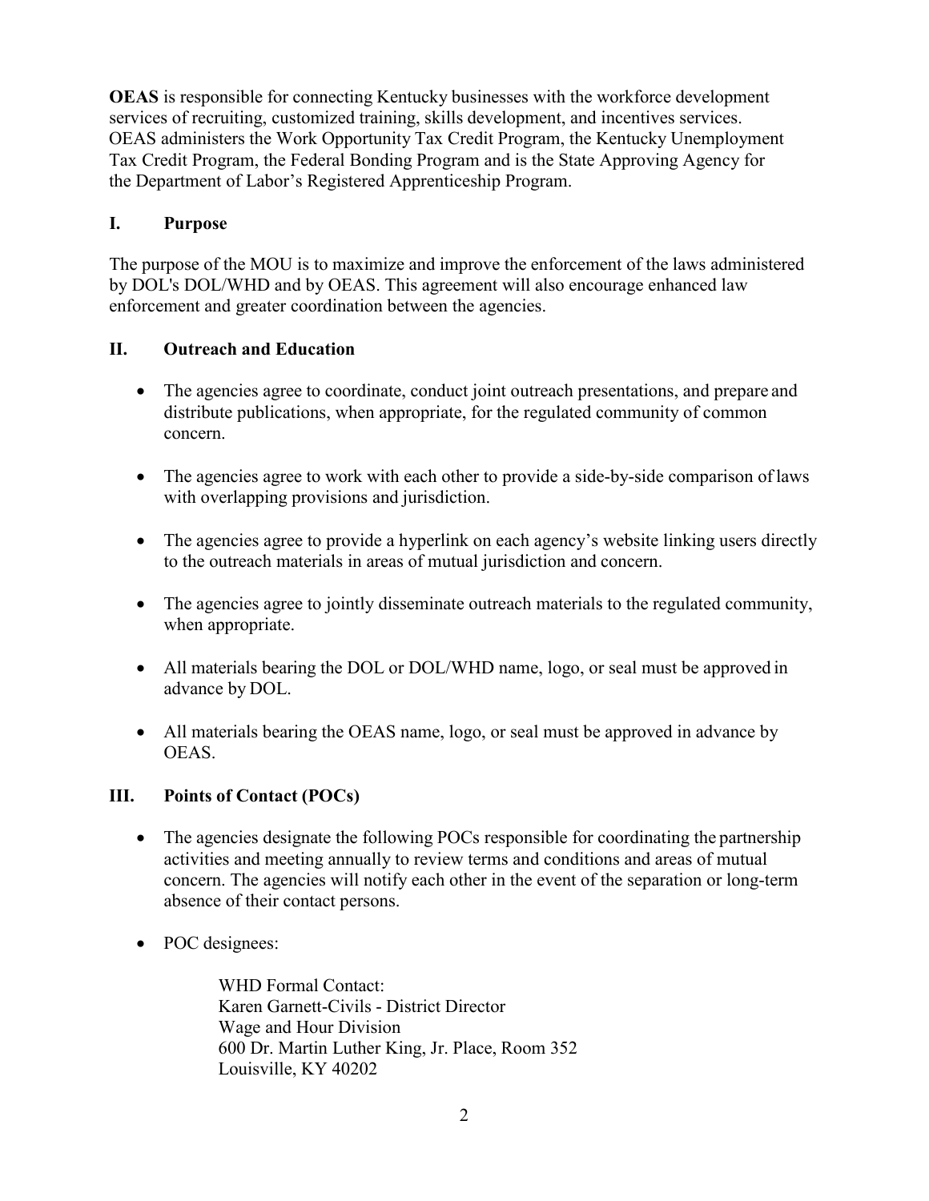**OEAS** is responsible for connecting Kentucky businesses with the workforce development services of recruiting, customized training, skills development, and incentives services. OEAS administers the Work Opportunity Tax Credit Program, the Kentucky Unemployment Tax Credit Program, the Federal Bonding Program and is the State Approving Agency for the Department of Labor's Registered Apprenticeship Program.

## I. Purpose

The purpose of the MOU is to maximize and improve the enforcement of the laws administered by DOL's DOL/WHD and by OEAS. This agreement will also encourage enhanced law enforcement and greater coordination between the agencies.

## II. Outreach and Education

- The agencies agree to coordinate, conduct joint outreach presentations, and prepare and distribute publications, when appropriate, for the regulated community of common concern.
- The agencies agree to work with each other to provide a side-by-side comparison of laws with overlapping provisions and jurisdiction.
- The agencies agree to provide a hyperlink on each agency's website linking users directly to the outreach materials in areas of mutual jurisdiction and concern.
- The agencies agree to jointly disseminate outreach materials to the regulated community, when appropriate.
- All materials bearing the DOL or DOL/WHD name, logo, or seal must be approved in advance by DOL.
- All materials bearing the OEAS name, logo, or seal must be approved in advance by OEAS.

## III. Points of Contact (POCs)

- The agencies designate the following POCs responsible for coordinating the partnership activities and meeting annually to review terms and conditions and areas of mutual concern. The agencies will notify each other in the event of the separation or long-term absence of their contact persons.
- POC designees:

  WHD Formal Contact:
  Karen Garnett-Civils - District Director
  Wage and Hour Division
  600 Dr. Martin Luther King, Jr. Place, Room 352
  Louisville, KY 40202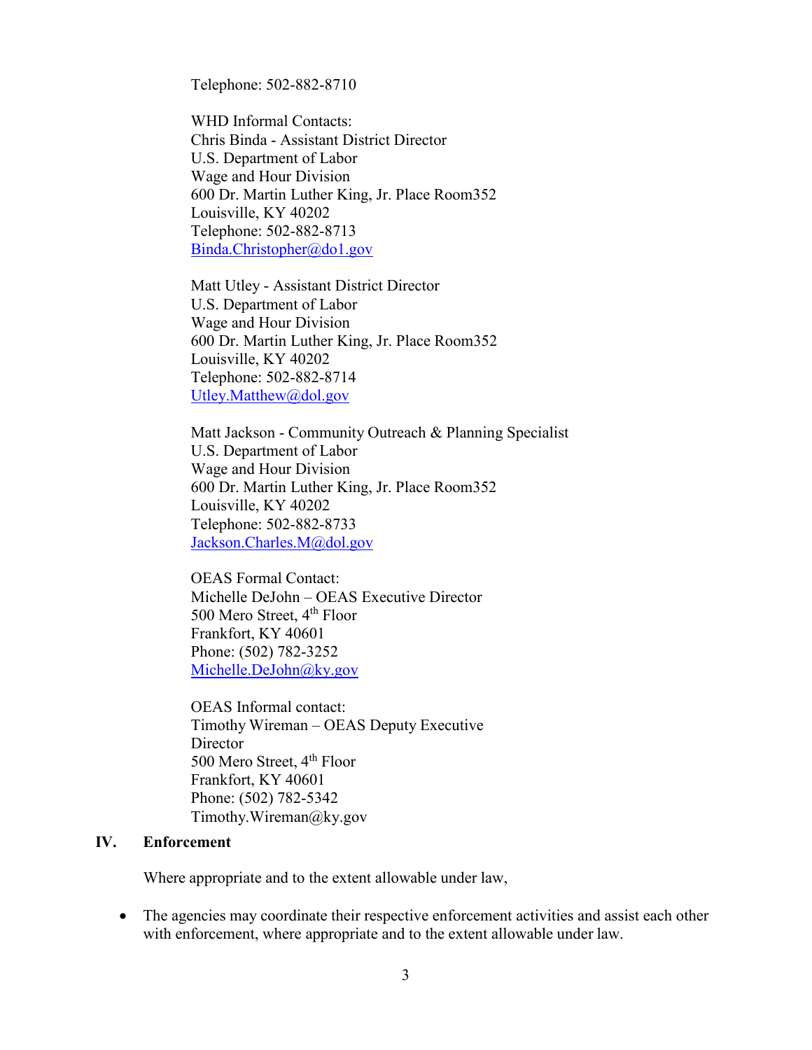Telephone: 502-882-8710

WHD Informal Contacts:
Chris Binda - Assistant District Director
U.S. Department of Labor
Wage and Hour Division
600 Dr. Martin Luther King, Jr. Place Room352
Louisville, KY 40202
Telephone: 502-882-8713
Binda.Christopher@do1.gov

Matt Utley - Assistant District Director
U.S. Department of Labor
Wage and Hour Division
600 Dr. Martin Luther King, Jr. Place Room352
Louisville, KY 40202
Telephone: 502-882-8714
Utley.Matthew@dol.gov

Matt Jackson - Community Outreach & Planning Specialist
U.S. Department of Labor
Wage and Hour Division
600 Dr. Martin Luther King, Jr. Place Room352
Louisville, KY 40202
Telephone: 502-882-8733
Jackson.Charles.M@dol.gov

OEAS Formal Contact:
Michelle DeJohn – OEAS Executive Director
500 Mero Street, 4th Floor
Frankfort, KY 40601
Phone: (502) 782-3252
Michelle.DeJohn@ky.gov

OEAS Informal contact:
Timothy Wireman – OEAS Deputy Executive Director
500 Mero Street, 4th Floor
Frankfort, KY 40601
Phone: (502) 782-5342
Timothy.Wireman@ky.gov

## IV. Enforcement

Where appropriate and to the extent allowable under law,

- The agencies may coordinate their respective enforcement activities and assist each other with enforcement, where appropriate and to the extent allowable under law.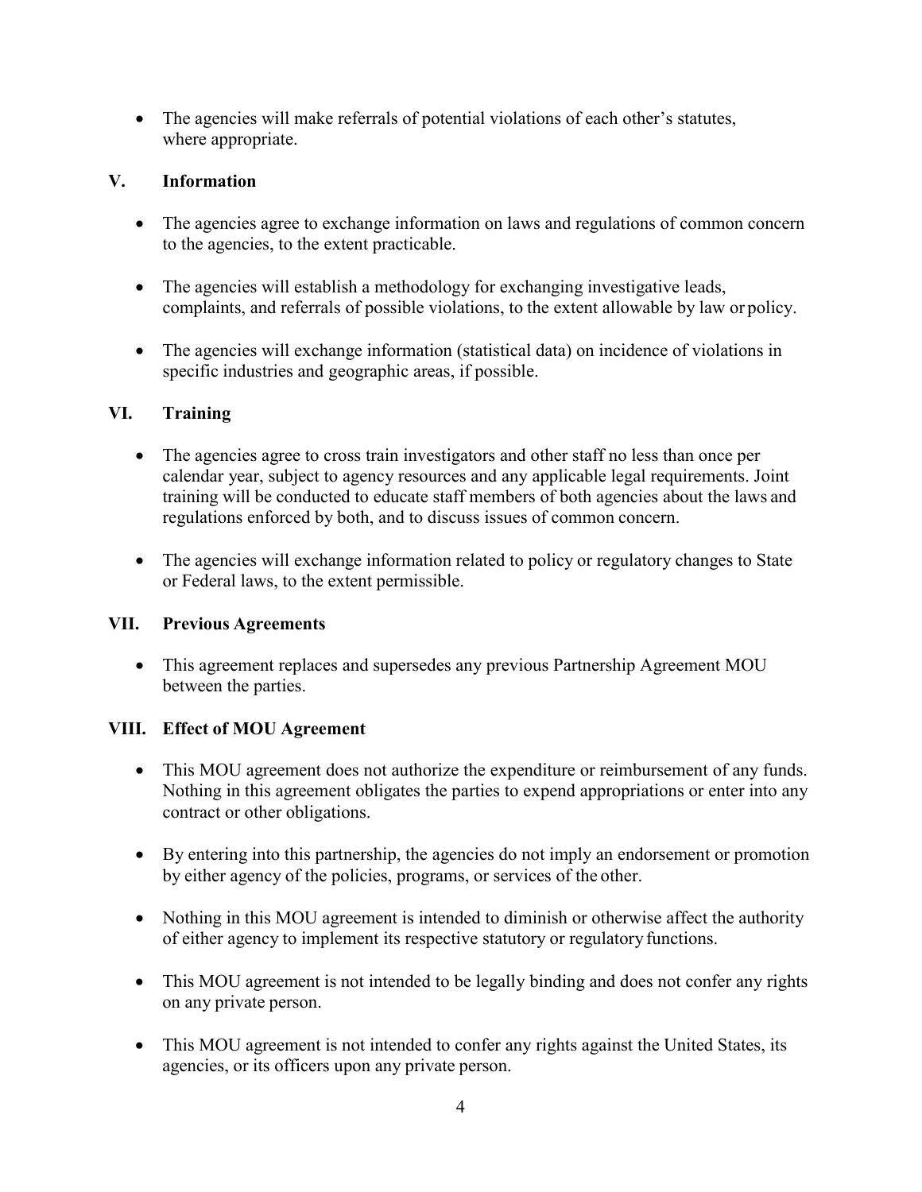- The agencies will make referrals of potential violations of each other's statutes, where appropriate.

## V. Information

- The agencies agree to exchange information on laws and regulations of common concern to the agencies, to the extent practicable.
- The agencies will establish a methodology for exchanging investigative leads, complaints, and referrals of possible violations, to the extent allowable by law or policy.
- The agencies will exchange information (statistical data) on incidence of violations in specific industries and geographic areas, if possible.

## VI. Training

- The agencies agree to cross train investigators and other staff no less than once per calendar year, subject to agency resources and any applicable legal requirements. Joint training will be conducted to educate staff members of both agencies about the laws and regulations enforced by both, and to discuss issues of common concern.
- The agencies will exchange information related to policy or regulatory changes to State or Federal laws, to the extent permissible.

## VII. Previous Agreements

- This agreement replaces and supersedes any previous Partnership Agreement MOU between the parties.

## VIII. Effect of MOU Agreement

- This MOU agreement does not authorize the expenditure or reimbursement of any funds. Nothing in this agreement obligates the parties to expend appropriations or enter into any contract or other obligations.
- By entering into this partnership, the agencies do not imply an endorsement or promotion by either agency of the policies, programs, or services of the other.
- Nothing in this MOU agreement is intended to diminish or otherwise affect the authority of either agency to implement its respective statutory or regulatory functions.
- This MOU agreement is not intended to be legally binding and does not confer any rights on any private person.
- This MOU agreement is not intended to confer any rights against the United States, its agencies, or its officers upon any private person.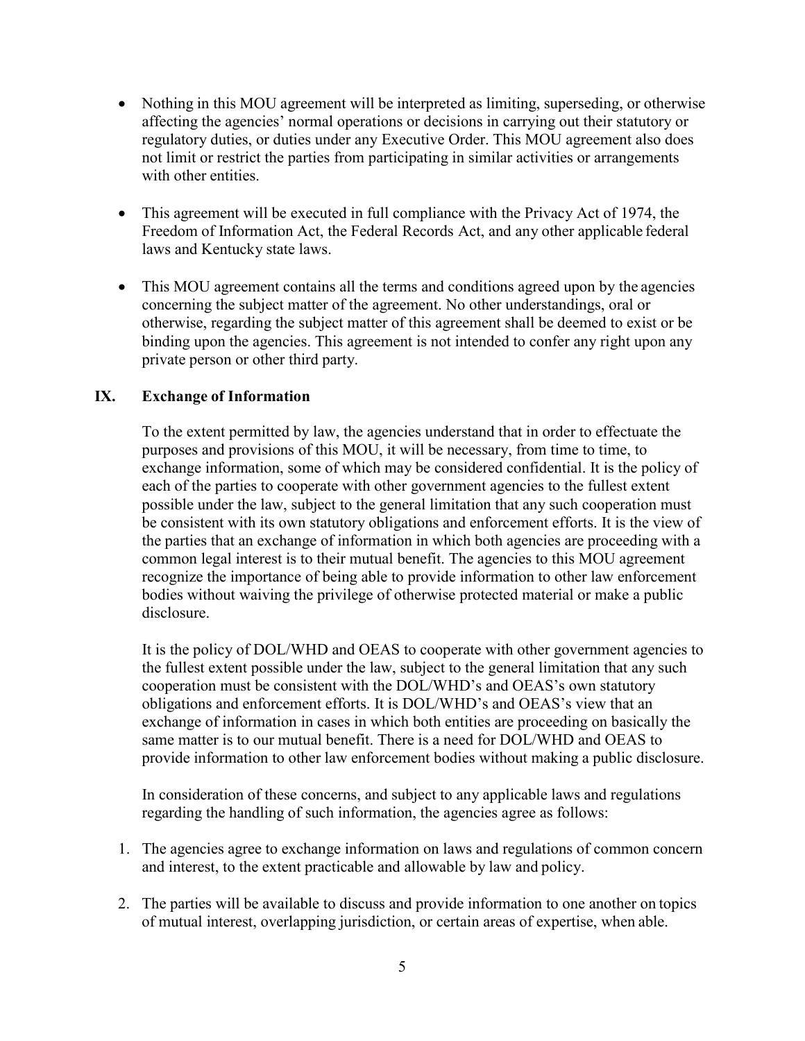- Nothing in this MOU agreement will be interpreted as limiting, superseding, or otherwise affecting the agencies' normal operations or decisions in carrying out their statutory or regulatory duties, or duties under any Executive Order. This MOU agreement also does not limit or restrict the parties from participating in similar activities or arrangements with other entities.

- This agreement will be executed in full compliance with the Privacy Act of 1974, the Freedom of Information Act, the Federal Records Act, and any other applicable federal laws and Kentucky state laws.

- This MOU agreement contains all the terms and conditions agreed upon by the agencies concerning the subject matter of the agreement. No other understandings, oral or otherwise, regarding the subject matter of this agreement shall be deemed to exist or be binding upon the agencies. This agreement is not intended to confer any right upon any private person or other third party.

## IX. Exchange of Information

To the extent permitted by law, the agencies understand that in order to effectuate the purposes and provisions of this MOU, it will be necessary, from time to time, to exchange information, some of which may be considered confidential. It is the policy of each of the parties to cooperate with other government agencies to the fullest extent possible under the law, subject to the general limitation that any such cooperation must be consistent with its own statutory obligations and enforcement efforts. It is the view of the parties that an exchange of information in which both agencies are proceeding with a common legal interest is to their mutual benefit. The agencies to this MOU agreement recognize the importance of being able to provide information to other law enforcement bodies without waiving the privilege of otherwise protected material or make a public disclosure.

It is the policy of DOL/WHD and OEAS to cooperate with other government agencies to the fullest extent possible under the law, subject to the general limitation that any such cooperation must be consistent with the DOL/WHD's and OEAS's own statutory obligations and enforcement efforts. It is DOL/WHD's and OEAS's view that an exchange of information in cases in which both entities are proceeding on basically the same matter is to our mutual benefit. There is a need for DOL/WHD and OEAS to provide information to other law enforcement bodies without making a public disclosure.

In consideration of these concerns, and subject to any applicable laws and regulations regarding the handling of such information, the agencies agree as follows:

1. The agencies agree to exchange information on laws and regulations of common concern and interest, to the extent practicable and allowable by law and policy.

2. The parties will be available to discuss and provide information to one another on topics of mutual interest, overlapping jurisdiction, or certain areas of expertise, when able.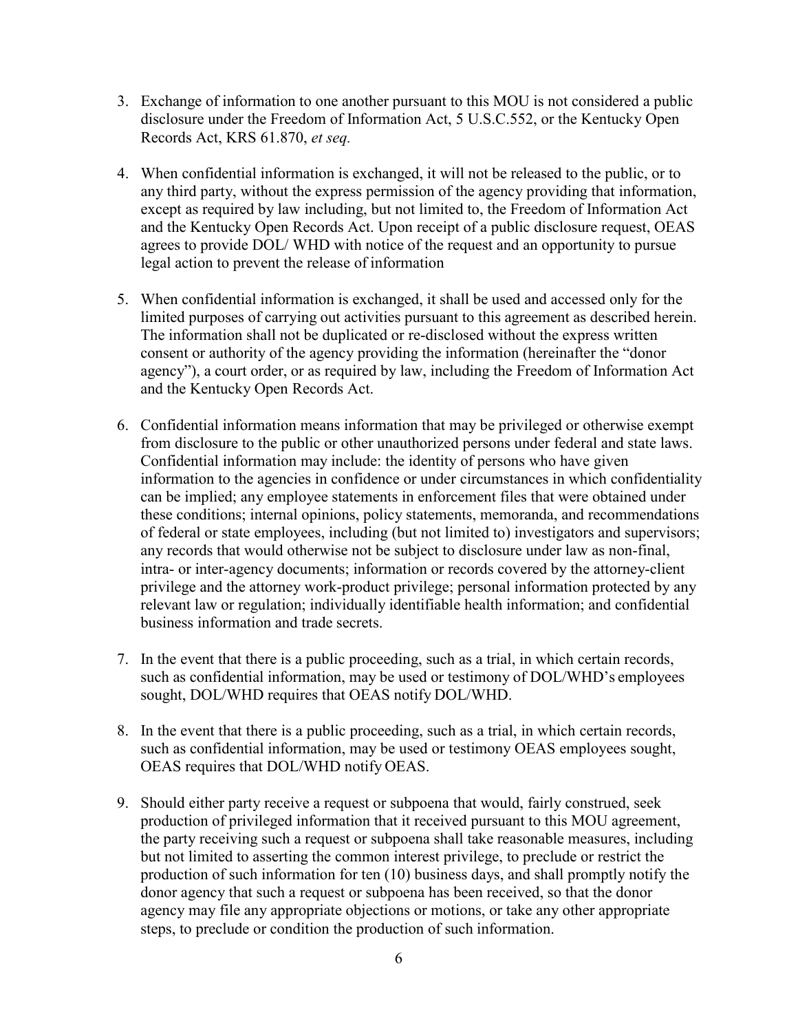3. Exchange of information to one another pursuant to this MOU is not considered a public disclosure under the Freedom of Information Act, 5 U.S.C.552, or the Kentucky Open Records Act, KRS 61.870, *et seq.*

4. When confidential information is exchanged, it will not be released to the public, or to any third party, without the express permission of the agency providing that information, except as required by law including, but not limited to, the Freedom of Information Act and the Kentucky Open Records Act. Upon receipt of a public disclosure request, OEAS agrees to provide DOL/ WHD with notice of the request and an opportunity to pursue legal action to prevent the release of information

5. When confidential information is exchanged, it shall be used and accessed only for the limited purposes of carrying out activities pursuant to this agreement as described herein. The information shall not be duplicated or re-disclosed without the express written consent or authority of the agency providing the information (hereinafter the "donor agency"), a court order, or as required by law, including the Freedom of Information Act and the Kentucky Open Records Act.

6. Confidential information means information that may be privileged or otherwise exempt from disclosure to the public or other unauthorized persons under federal and state laws. Confidential information may include: the identity of persons who have given information to the agencies in confidence or under circumstances in which confidentiality can be implied; any employee statements in enforcement files that were obtained under these conditions; internal opinions, policy statements, memoranda, and recommendations of federal or state employees, including (but not limited to) investigators and supervisors; any records that would otherwise not be subject to disclosure under law as non-final, intra- or inter-agency documents; information or records covered by the attorney-client privilege and the attorney work-product privilege; personal information protected by any relevant law or regulation; individually identifiable health information; and confidential business information and trade secrets.

7. In the event that there is a public proceeding, such as a trial, in which certain records, such as confidential information, may be used or testimony of DOL/WHD's employees sought, DOL/WHD requires that OEAS notify DOL/WHD.

8. In the event that there is a public proceeding, such as a trial, in which certain records, such as confidential information, may be used or testimony OEAS employees sought, OEAS requires that DOL/WHD notify OEAS.

9. Should either party receive a request or subpoena that would, fairly construed, seek production of privileged information that it received pursuant to this MOU agreement, the party receiving such a request or subpoena shall take reasonable measures, including but not limited to asserting the common interest privilege, to preclude or restrict the production of such information for ten (10) business days, and shall promptly notify the donor agency that such a request or subpoena has been received, so that the donor agency may file any appropriate objections or motions, or take any other appropriate steps, to preclude or condition the production of such information.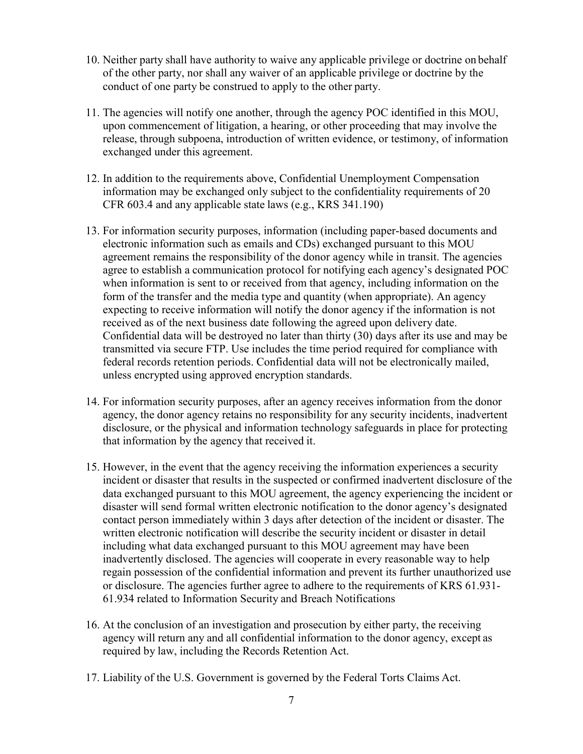10. Neither party shall have authority to waive any applicable privilege or doctrine on behalf of the other party, nor shall any waiver of an applicable privilege or doctrine by the conduct of one party be construed to apply to the other party.

11. The agencies will notify one another, through the agency POC identified in this MOU, upon commencement of litigation, a hearing, or other proceeding that may involve the release, through subpoena, introduction of written evidence, or testimony, of information exchanged under this agreement.

12. In addition to the requirements above, Confidential Unemployment Compensation information may be exchanged only subject to the confidentiality requirements of 20 CFR 603.4 and any applicable state laws (e.g., KRS 341.190)

13. For information security purposes, information (including paper-based documents and electronic information such as emails and CDs) exchanged pursuant to this MOU agreement remains the responsibility of the donor agency while in transit. The agencies agree to establish a communication protocol for notifying each agency's designated POC when information is sent to or received from that agency, including information on the form of the transfer and the media type and quantity (when appropriate). An agency expecting to receive information will notify the donor agency if the information is not received as of the next business date following the agreed upon delivery date. Confidential data will be destroyed no later than thirty (30) days after its use and may be transmitted via secure FTP. Use includes the time period required for compliance with federal records retention periods. Confidential data will not be electronically mailed, unless encrypted using approved encryption standards.

14. For information security purposes, after an agency receives information from the donor agency, the donor agency retains no responsibility for any security incidents, inadvertent disclosure, or the physical and information technology safeguards in place for protecting that information by the agency that received it.

15. However, in the event that the agency receiving the information experiences a security incident or disaster that results in the suspected or confirmed inadvertent disclosure of the data exchanged pursuant to this MOU agreement, the agency experiencing the incident or disaster will send formal written electronic notification to the donor agency's designated contact person immediately within 3 days after detection of the incident or disaster. The written electronic notification will describe the security incident or disaster in detail including what data exchanged pursuant to this MOU agreement may have been inadvertently disclosed. The agencies will cooperate in every reasonable way to help regain possession of the confidential information and prevent its further unauthorized use or disclosure. The agencies further agree to adhere to the requirements of KRS 61.931-61.934 related to Information Security and Breach Notifications

16. At the conclusion of an investigation and prosecution by either party, the receiving agency will return any and all confidential information to the donor agency, except as required by law, including the Records Retention Act.

17. Liability of the U.S. Government is governed by the Federal Torts Claims Act.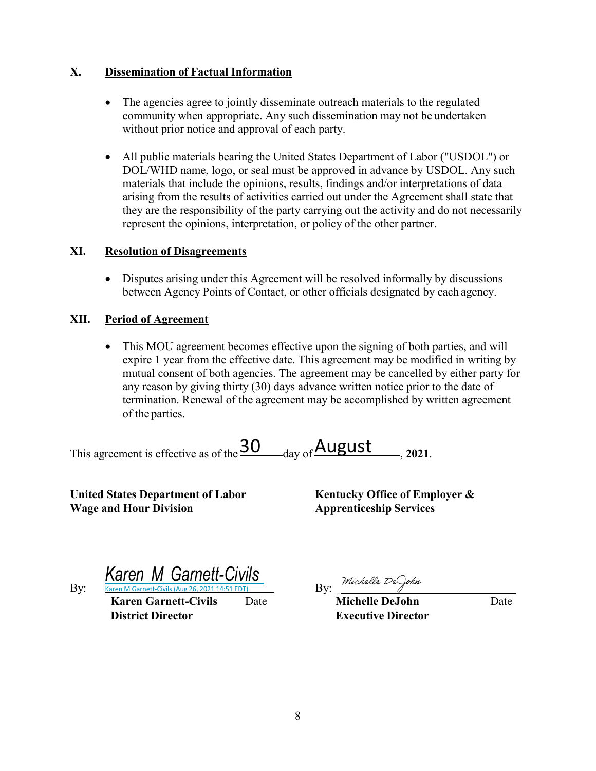## X. Dissemination of Factual Information

- The agencies agree to jointly disseminate outreach materials to the regulated community when appropriate. Any such dissemination may not be undertaken without prior notice and approval of each party.

- All public materials bearing the United States Department of Labor ("USDOL") or DOL/WHD name, logo, or seal must be approved in advance by USDOL. Any such materials that include the opinions, results, findings and/or interpretations of data arising from the results of activities carried out under the Agreement shall state that they are the responsibility of the party carrying out the activity and do not necessarily represent the opinions, interpretation, or policy of the other partner.

## XI. Resolution of Disagreements

- Disputes arising under this Agreement will be resolved informally by discussions between Agency Points of Contact, or other officials designated by each agency.

## XII. Period of Agreement

- This MOU agreement becomes effective upon the signing of both parties, and will expire 1 year from the effective date. This agreement may be modified in writing by mutual consent of both agencies. The agreement may be cancelled by either party for any reason by giving thirty (30) days advance written notice prior to the date of termination. Renewal of the agreement may be accomplished by written agreement of the parties.

This agreement is effective as of the 30 day of August, **2021**.

**United States Department of Labor**
**Wage and Hour Division**

By: *Karen M Garnett-Civils*
Karen M Garnett-Civils (Aug 26, 2021 14:51 EDT)

**Karen Garnett-Civils** Date
**District Director**

**Kentucky Office of Employer & Apprenticeship Services**

By: *Michelle DeJohn*

**Michelle DeJohn** Date
**Executive Director**